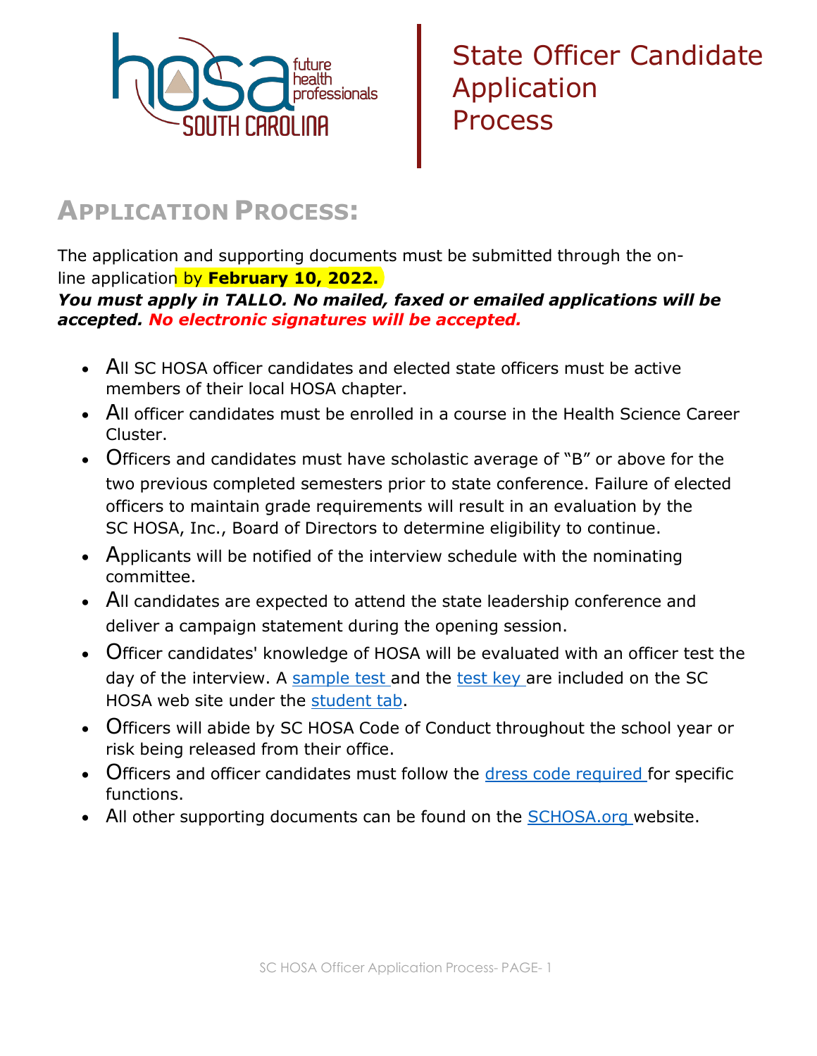# State Officer Candidate Application Process

## APPLICATION PROCESS:

The application and supporting documents must be submitted through the on-line application by **February 10, 2022.**

***You must apply in TALLO. No mailed, faxed or emailed applications will be accepted. No electronic signatures will be accepted.***

- All SC HOSA officer candidates and elected state officers must be active members of their local HOSA chapter.
- All officer candidates must be enrolled in a course in the Health Science Career Cluster.
- Officers and candidates must have scholastic average of "B" or above for the two previous completed semesters prior to state conference. Failure of elected officers to maintain grade requirements will result in an evaluation by the SC HOSA, Inc., Board of Directors to determine eligibility to continue.
- Applicants will be notified of the interview schedule with the nominating committee.
- All candidates are expected to attend the state leadership conference and deliver a campaign statement during the opening session.
- Officer candidates' knowledge of HOSA will be evaluated with an officer test the day of the interview. A sample test and the test key are included on the SC HOSA web site under the student tab.
- Officers will abide by SC HOSA Code of Conduct throughout the school year or risk being released from their office.
- Officers and officer candidates must follow the dress code required for specific functions.
- All other supporting documents can be found on the SCHOSA.org website.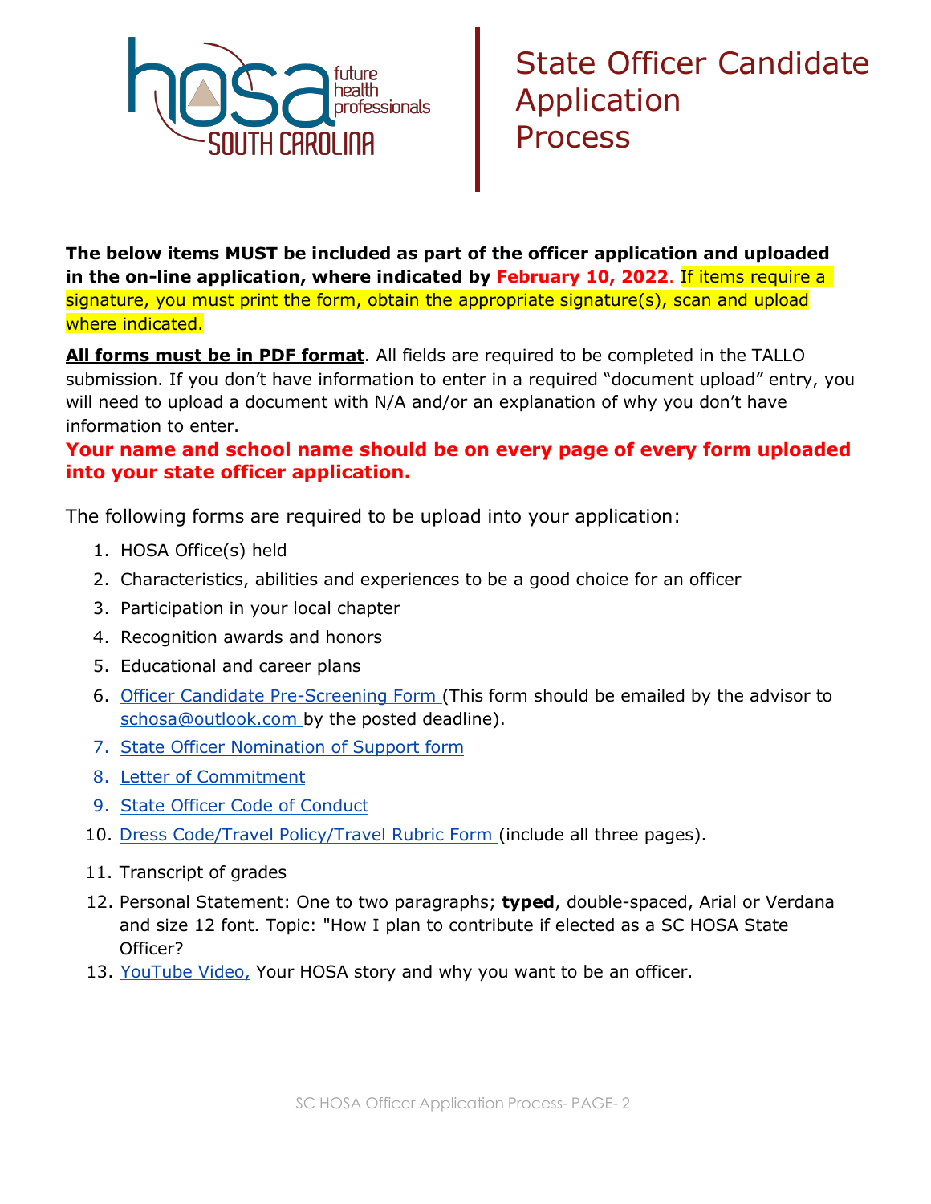# State Officer Candidate Application Process

**The below items MUST be included as part of the officer application and uploaded in the on-line application, where indicated by February 10, 2022**. If items require a signature, you must print the form, obtain the appropriate signature(s), scan and upload where indicated.

**All forms must be in PDF format**. All fields are required to be completed in the TALLO submission. If you don't have information to enter in a required "document upload" entry, you will need to upload a document with N/A and/or an explanation of why you don't have information to enter.

**Your name and school name should be on every page of every form uploaded into your state officer application.**

The following forms are required to be upload into your application:

1. HOSA Office(s) held
2. Characteristics, abilities and experiences to be a good choice for an officer
3. Participation in your local chapter
4. Recognition awards and honors
5. Educational and career plans
6. Officer Candidate Pre-Screening Form (This form should be emailed by the advisor to schosa@outlook.com by the posted deadline).
7. State Officer Nomination of Support form
8. Letter of Commitment
9. State Officer Code of Conduct
10. Dress Code/Travel Policy/Travel Rubric Form (include all three pages).
11. Transcript of grades
12. Personal Statement: One to two paragraphs; **typed**, double-spaced, Arial or Verdana and size 12 font. Topic: "How I plan to contribute if elected as a SC HOSA State Officer?
13. YouTube Video, Your HOSA story and why you want to be an officer.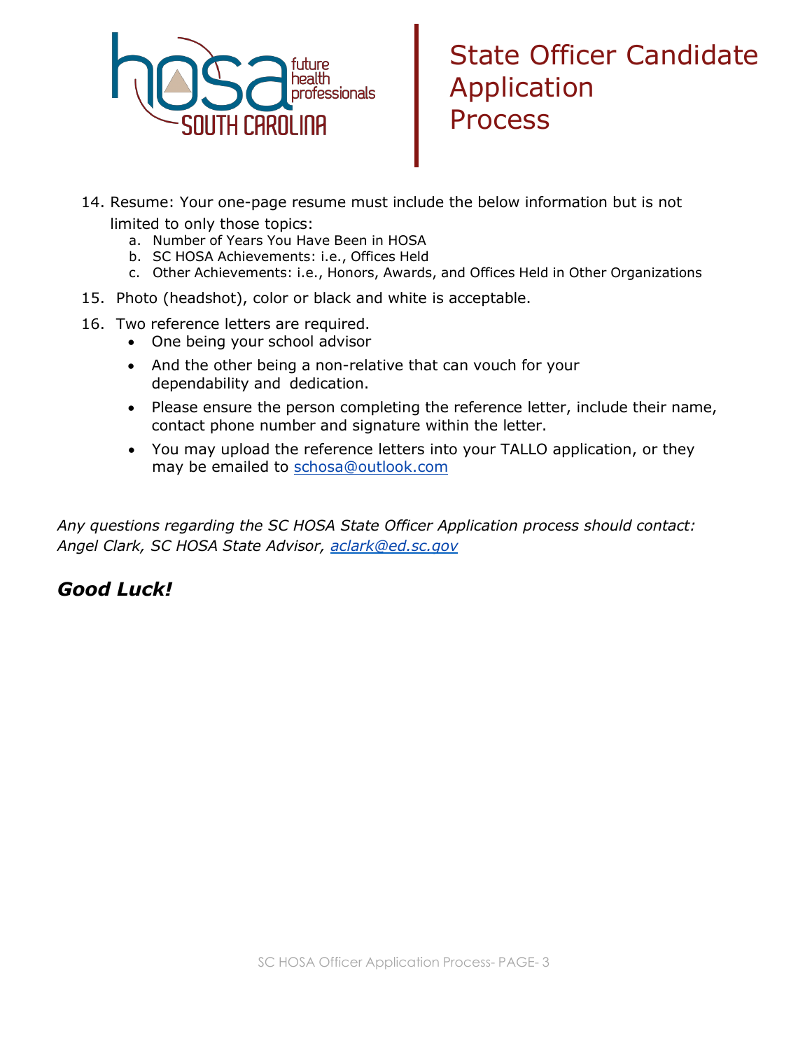14. Resume: Your one-page resume must include the below information but is not limited to only those topics:
    a. Number of Years You Have Been in HOSA
    b. SC HOSA Achievements: i.e., Offices Held
    c. Other Achievements: i.e., Honors, Awards, and Offices Held in Other Organizations
15. Photo (headshot), color or black and white is acceptable.
16. Two reference letters are required.
    - One being your school advisor
    - And the other being a non-relative that can vouch for your dependability and dedication.
    - Please ensure the person completing the reference letter, include their name, contact phone number and signature within the letter.
    - You may upload the reference letters into your TALLO application, or they may be emailed to schosa@outlook.com

*Any questions regarding the SC HOSA State Officer Application process should contact: Angel Clark, SC HOSA State Advisor, aclark@ed.sc.gov*

***Good Luck!***